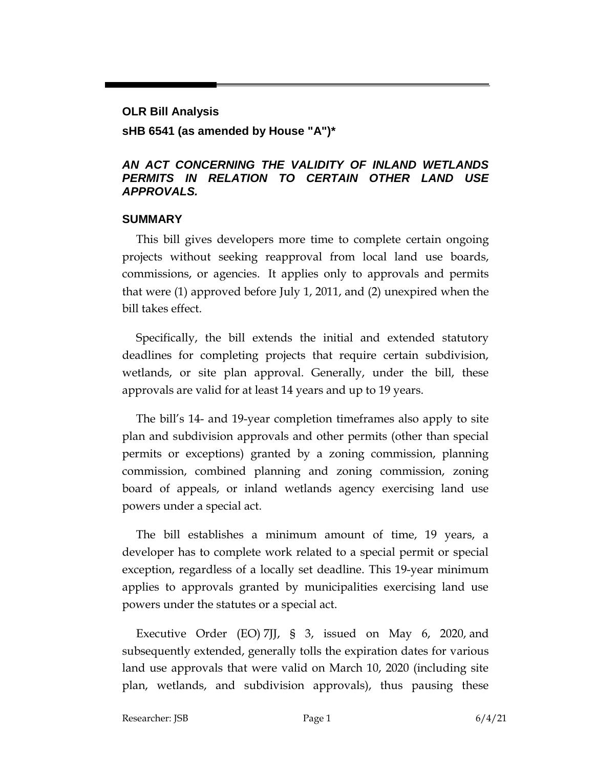**OLR Bill Analysis**

**sHB 6541 (as amended by House "A")\***

***AN ACT CONCERNING THE VALIDITY OF INLAND WETLANDS PERMITS IN RELATION TO CERTAIN OTHER LAND USE APPROVALS.***

## SUMMARY

This bill gives developers more time to complete certain ongoing projects without seeking reapproval from local land use boards, commissions, or agencies. It applies only to approvals and permits that were (1) approved before July 1, 2011, and (2) unexpired when the bill takes effect.

Specifically, the bill extends the initial and extended statutory deadlines for completing projects that require certain subdivision, wetlands, or site plan approval. Generally, under the bill, these approvals are valid for at least 14 years and up to 19 years.

The bill's 14- and 19-year completion timeframes also apply to site plan and subdivision approvals and other permits (other than special permits or exceptions) granted by a zoning commission, planning commission, combined planning and zoning commission, zoning board of appeals, or inland wetlands agency exercising land use powers under a special act.

The bill establishes a minimum amount of time, 19 years, a developer has to complete work related to a special permit or special exception, regardless of a locally set deadline. This 19-year minimum applies to approvals granted by municipalities exercising land use powers under the statutes or a special act.

Executive Order (EO) 7JJ, § 3, issued on May 6, 2020, and subsequently extended, generally tolls the expiration dates for various land use approvals that were valid on March 10, 2020 (including site plan, wetlands, and subdivision approvals), thus pausing these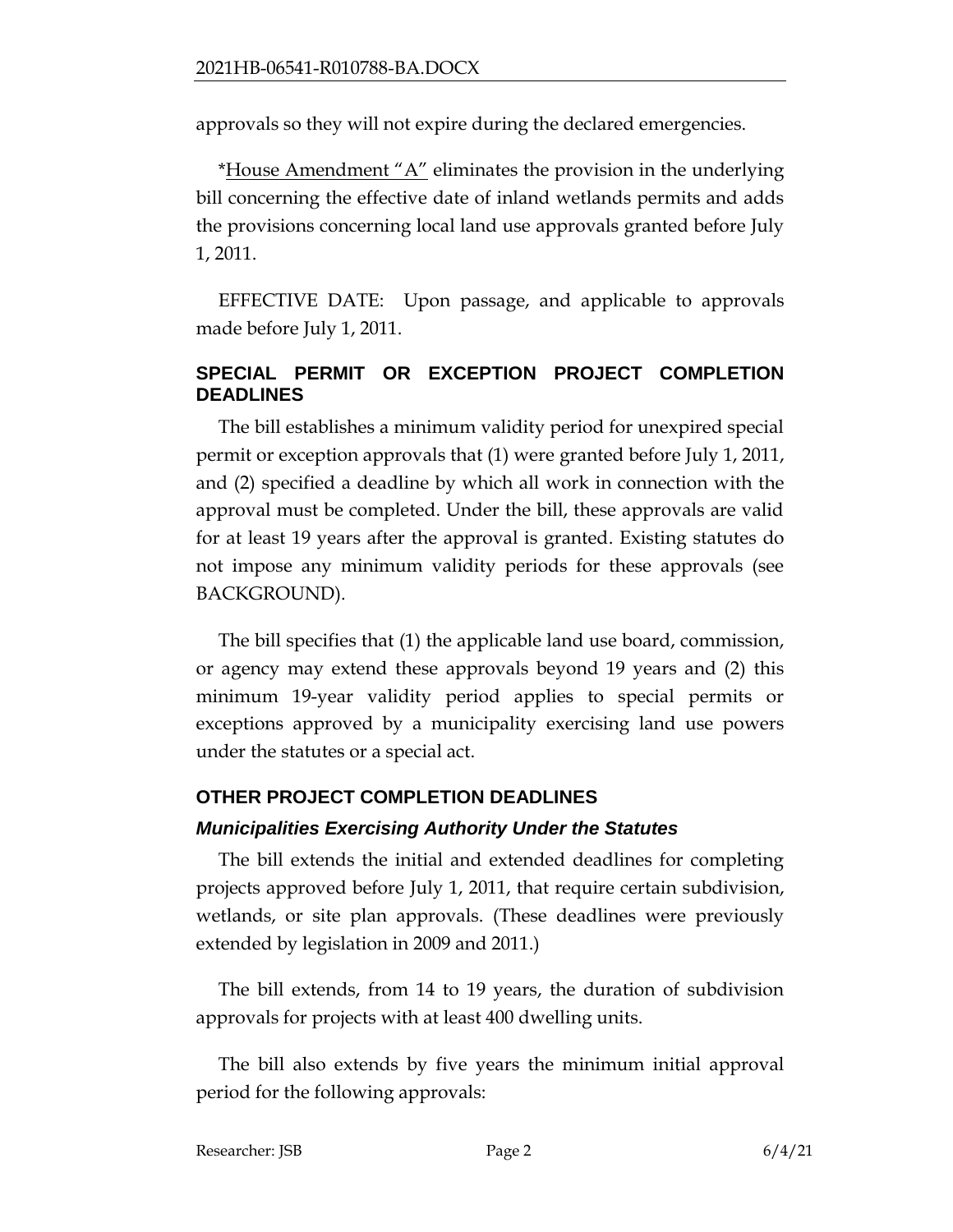approvals so they will not expire during the declared emergencies.

*<u>House Amendment "A"</u> eliminates the provision in the underlying bill concerning the effective date of inland wetlands permits and adds the provisions concerning local land use approvals granted before July 1, 2011.

EFFECTIVE DATE: Upon passage, and applicable to approvals made before July 1, 2011.

## SPECIAL PERMIT OR EXCEPTION PROJECT COMPLETION DEADLINES

The bill establishes a minimum validity period for unexpired special permit or exception approvals that (1) were granted before July 1, 2011, and (2) specified a deadline by which all work in connection with the approval must be completed. Under the bill, these approvals are valid for at least 19 years after the approval is granted. Existing statutes do not impose any minimum validity periods for these approvals (see BACKGROUND).

The bill specifies that (1) the applicable land use board, commission, or agency may extend these approvals beyond 19 years and (2) this minimum 19-year validity period applies to special permits or exceptions approved by a municipality exercising land use powers under the statutes or a special act.

## OTHER PROJECT COMPLETION DEADLINES

### *Municipalities Exercising Authority Under the Statutes*

The bill extends the initial and extended deadlines for completing projects approved before July 1, 2011, that require certain subdivision, wetlands, or site plan approvals. (These deadlines were previously extended by legislation in 2009 and 2011.)

The bill extends, from 14 to 19 years, the duration of subdivision approvals for projects with at least 400 dwelling units.

The bill also extends by five years the minimum initial approval period for the following approvals: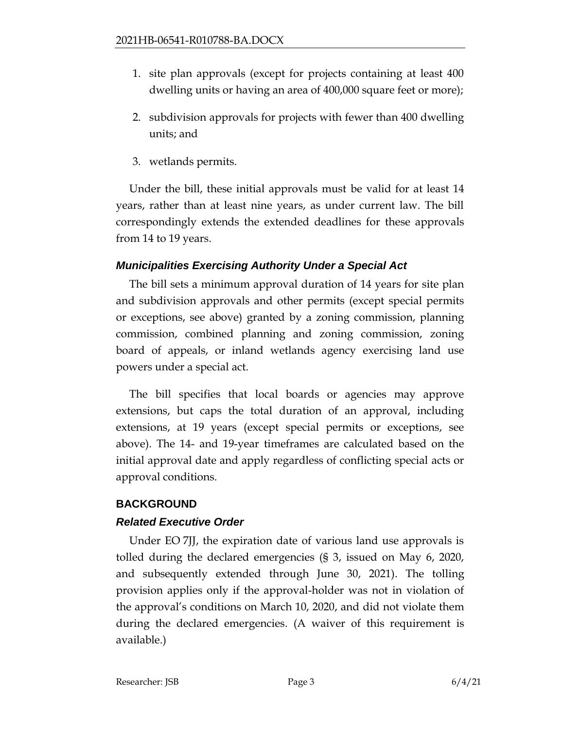1. site plan approvals (except for projects containing at least 400 dwelling units or having an area of 400,000 square feet or more);
2. subdivision approvals for projects with fewer than 400 dwelling units; and
3. wetlands permits.

Under the bill, these initial approvals must be valid for at least 14 years, rather than at least nine years, as under current law. The bill correspondingly extends the extended deadlines for these approvals from 14 to 19 years.

### *Municipalities Exercising Authority Under a Special Act*

The bill sets a minimum approval duration of 14 years for site plan and subdivision approvals and other permits (except special permits or exceptions, see above) granted by a zoning commission, planning commission, combined planning and zoning commission, zoning board of appeals, or inland wetlands agency exercising land use powers under a special act.

The bill specifies that local boards or agencies may approve extensions, but caps the total duration of an approval, including extensions, at 19 years (except special permits or exceptions, see above). The 14- and 19-year timeframes are calculated based on the initial approval date and apply regardless of conflicting special acts or approval conditions.

## BACKGROUND

### *Related Executive Order*

Under EO 7JJ, the expiration date of various land use approvals is tolled during the declared emergencies (§ 3, issued on May 6, 2020, and subsequently extended through June 30, 2021). The tolling provision applies only if the approval-holder was not in violation of the approval's conditions on March 10, 2020, and did not violate them during the declared emergencies. (A waiver of this requirement is available.)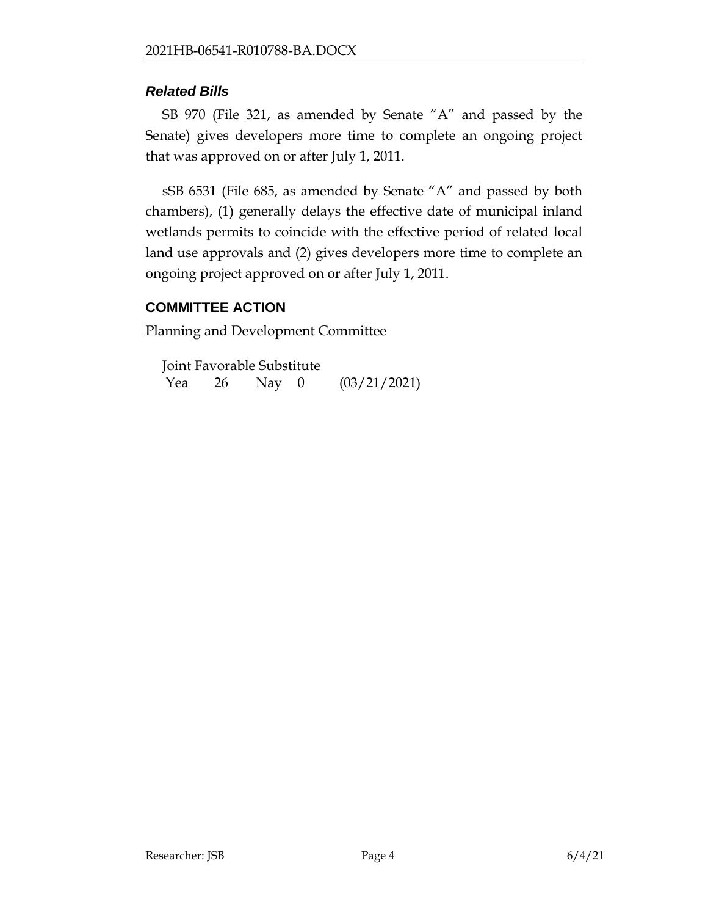### *Related Bills*

SB 970 (File 321, as amended by Senate "A" and passed by the Senate) gives developers more time to complete an ongoing project that was approved on or after July 1, 2011.

sSB 6531 (File 685, as amended by Senate "A" and passed by both chambers), (1) generally delays the effective date of municipal inland wetlands permits to coincide with the effective period of related local land use approvals and (2) gives developers more time to complete an ongoing project approved on or after July 1, 2011.

## COMMITTEE ACTION

Planning and Development Committee

Joint Favorable Substitute
Yea 26 Nay 0 (03/21/2021)